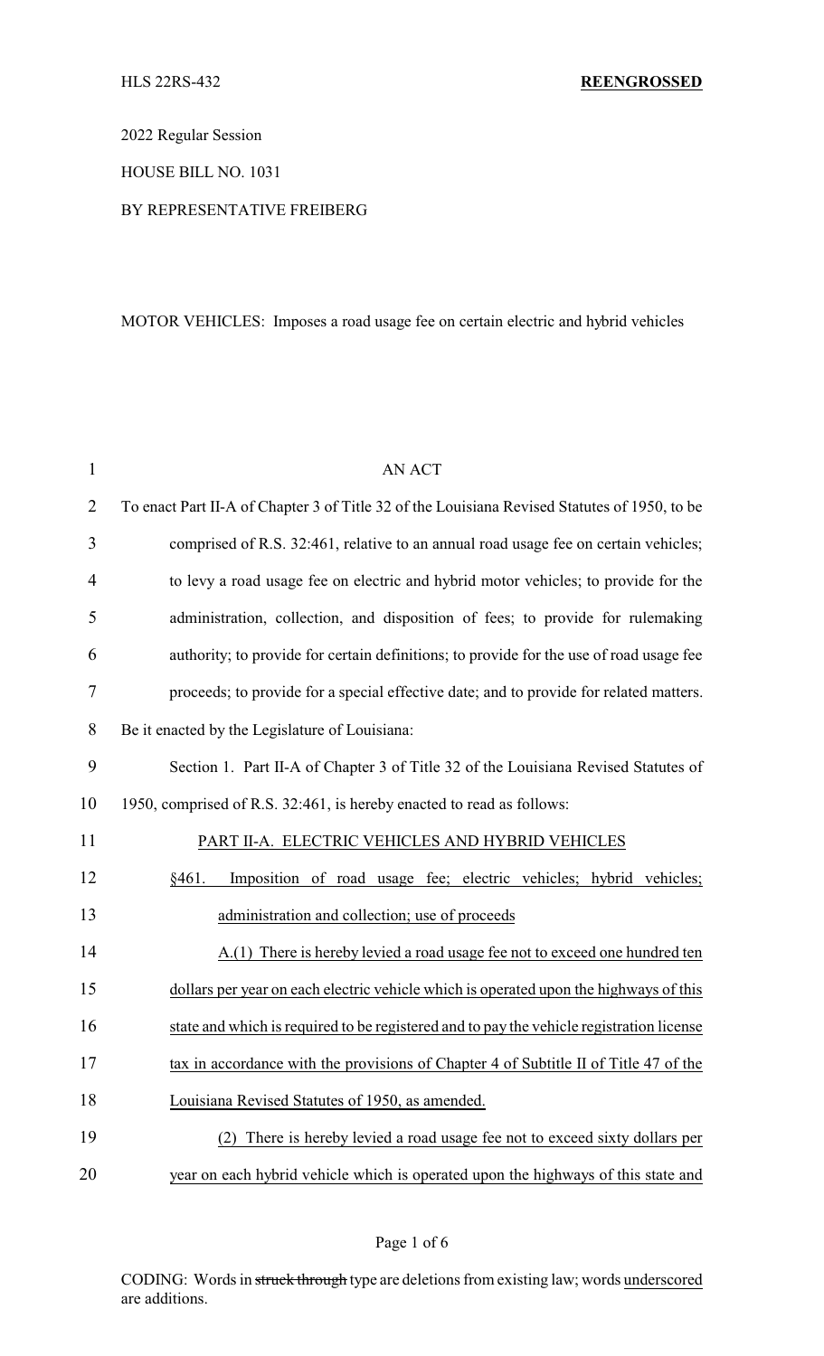HLS 22RS-432 **REENGROSSED**

2022 Regular Session

HOUSE BILL NO. 1031

BY REPRESENTATIVE FREIBERG

MOTOR VEHICLES: Imposes a road usage fee on certain electric and hybrid vehicles

AN ACT

To enact Part II-A of Chapter 3 of Title 32 of the Louisiana Revised Statutes of 1950, to be comprised of R.S. 32:461, relative to an annual road usage fee on certain vehicles; to levy a road usage fee on electric and hybrid motor vehicles; to provide for the administration, collection, and disposition of fees; to provide for rulemaking authority; to provide for certain definitions; to provide for the use of road usage fee proceeds; to provide for a special effective date; and to provide for related matters.

Be it enacted by the Legislature of Louisiana:

Section 1. Part II-A of Chapter 3 of Title 32 of the Louisiana Revised Statutes of 1950, comprised of R.S. 32:461, is hereby enacted to read as follows:

PART II-A. ELECTRIC VEHICLES AND HYBRID VEHICLES

§461. Imposition of road usage fee; electric vehicles; hybrid vehicles; administration and collection; use of proceeds

A.(1) There is hereby levied a road usage fee not to exceed one hundred ten dollars per year on each electric vehicle which is operated upon the highways of this state and which is required to be registered and to pay the vehicle registration license tax in accordance with the provisions of Chapter 4 of Subtitle II of Title 47 of the Louisiana Revised Statutes of 1950, as amended.

(2) There is hereby levied a road usage fee not to exceed sixty dollars per year on each hybrid vehicle which is operated upon the highways of this state and

CODING: Words in ~~struck through~~ type are deletions from existing law; words underscored are additions.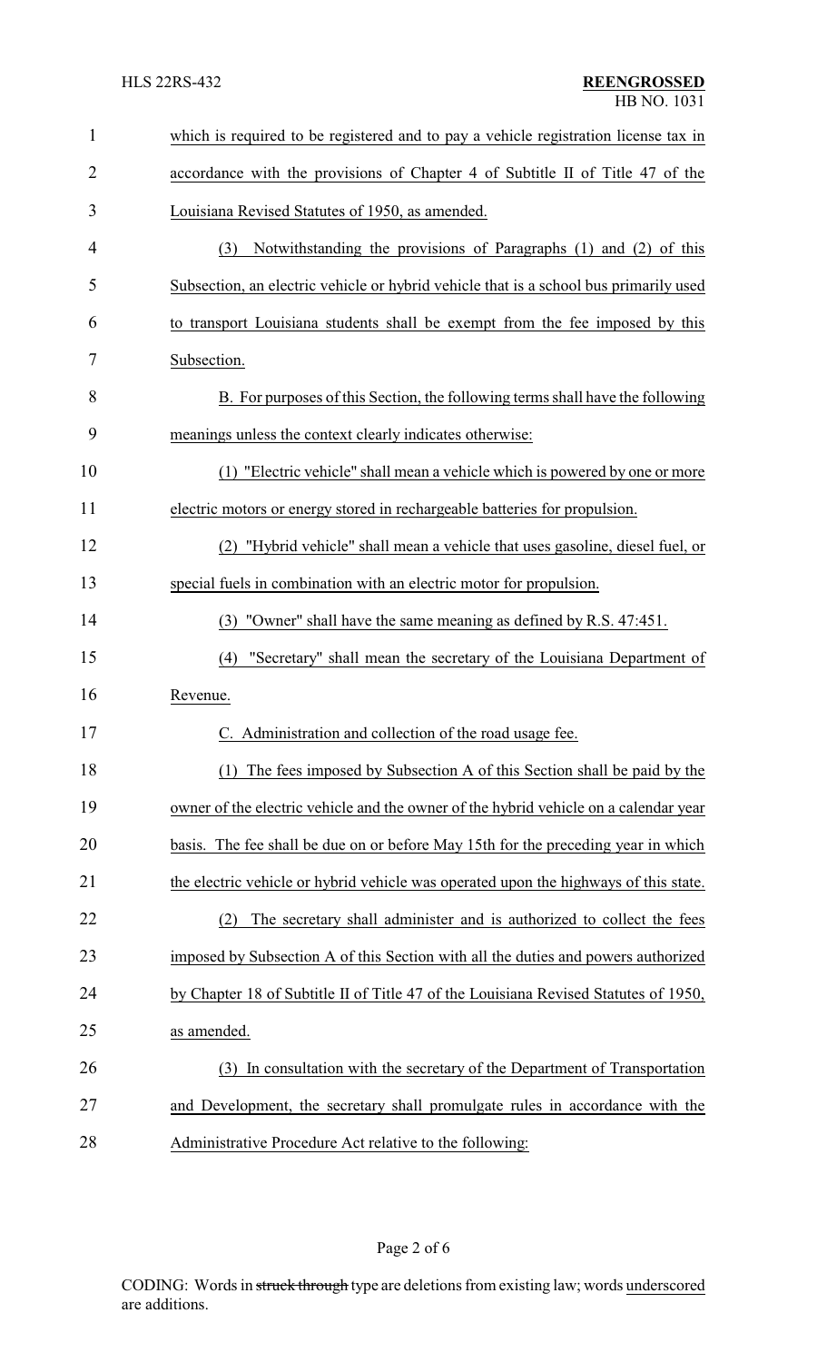which is required to be registered and to pay a vehicle registration license tax in accordance with the provisions of Chapter 4 of Subtitle II of Title 47 of the Louisiana Revised Statutes of 1950, as amended.

(3) Notwithstanding the provisions of Paragraphs (1) and (2) of this Subsection, an electric vehicle or hybrid vehicle that is a school bus primarily used to transport Louisiana students shall be exempt from the fee imposed by this Subsection.

B. For purposes of this Section, the following terms shall have the following meanings unless the context clearly indicates otherwise:

(1) "Electric vehicle" shall mean a vehicle which is powered by one or more electric motors or energy stored in rechargeable batteries for propulsion.

(2) "Hybrid vehicle" shall mean a vehicle that uses gasoline, diesel fuel, or special fuels in combination with an electric motor for propulsion.

(3) "Owner" shall have the same meaning as defined by R.S. 47:451.

(4) "Secretary" shall mean the secretary of the Louisiana Department of Revenue.

C. Administration and collection of the road usage fee.

(1) The fees imposed by Subsection A of this Section shall be paid by the owner of the electric vehicle and the owner of the hybrid vehicle on a calendar year basis. The fee shall be due on or before May 15th for the preceding year in which the electric vehicle or hybrid vehicle was operated upon the highways of this state.

(2) The secretary shall administer and is authorized to collect the fees imposed by Subsection A of this Section with all the duties and powers authorized by Chapter 18 of Subtitle II of Title 47 of the Louisiana Revised Statutes of 1950, as amended.

(3) In consultation with the secretary of the Department of Transportation and Development, the secretary shall promulgate rules in accordance with the Administrative Procedure Act relative to the following: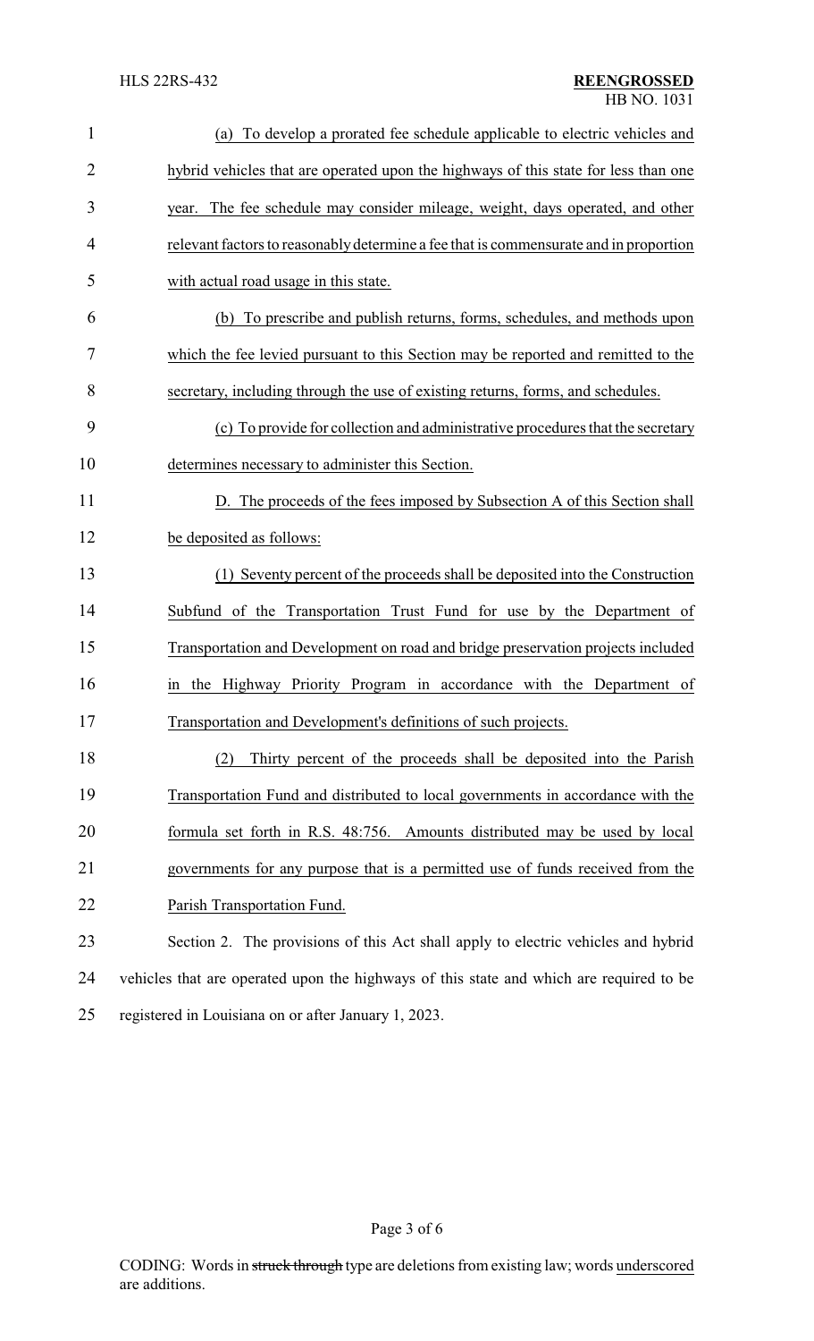(a) To develop a prorated fee schedule applicable to electric vehicles and hybrid vehicles that are operated upon the highways of this state for less than one year. The fee schedule may consider mileage, weight, days operated, and other relevant factors to reasonably determine a fee that is commensurate and in proportion with actual road usage in this state.

(b) To prescribe and publish returns, forms, schedules, and methods upon which the fee levied pursuant to this Section may be reported and remitted to the secretary, including through the use of existing returns, forms, and schedules.

(c) To provide for collection and administrative procedures that the secretary determines necessary to administer this Section.

D. The proceeds of the fees imposed by Subsection A of this Section shall be deposited as follows:

(1) Seventy percent of the proceeds shall be deposited into the Construction Subfund of the Transportation Trust Fund for use by the Department of Transportation and Development on road and bridge preservation projects included in the Highway Priority Program in accordance with the Department of Transportation and Development's definitions of such projects.

(2) Thirty percent of the proceeds shall be deposited into the Parish Transportation Fund and distributed to local governments in accordance with the formula set forth in R.S. 48:756. Amounts distributed may be used by local governments for any purpose that is a permitted use of funds received from the Parish Transportation Fund.

Section 2. The provisions of this Act shall apply to electric vehicles and hybrid vehicles that are operated upon the highways of this state and which are required to be registered in Louisiana on or after January 1, 2023.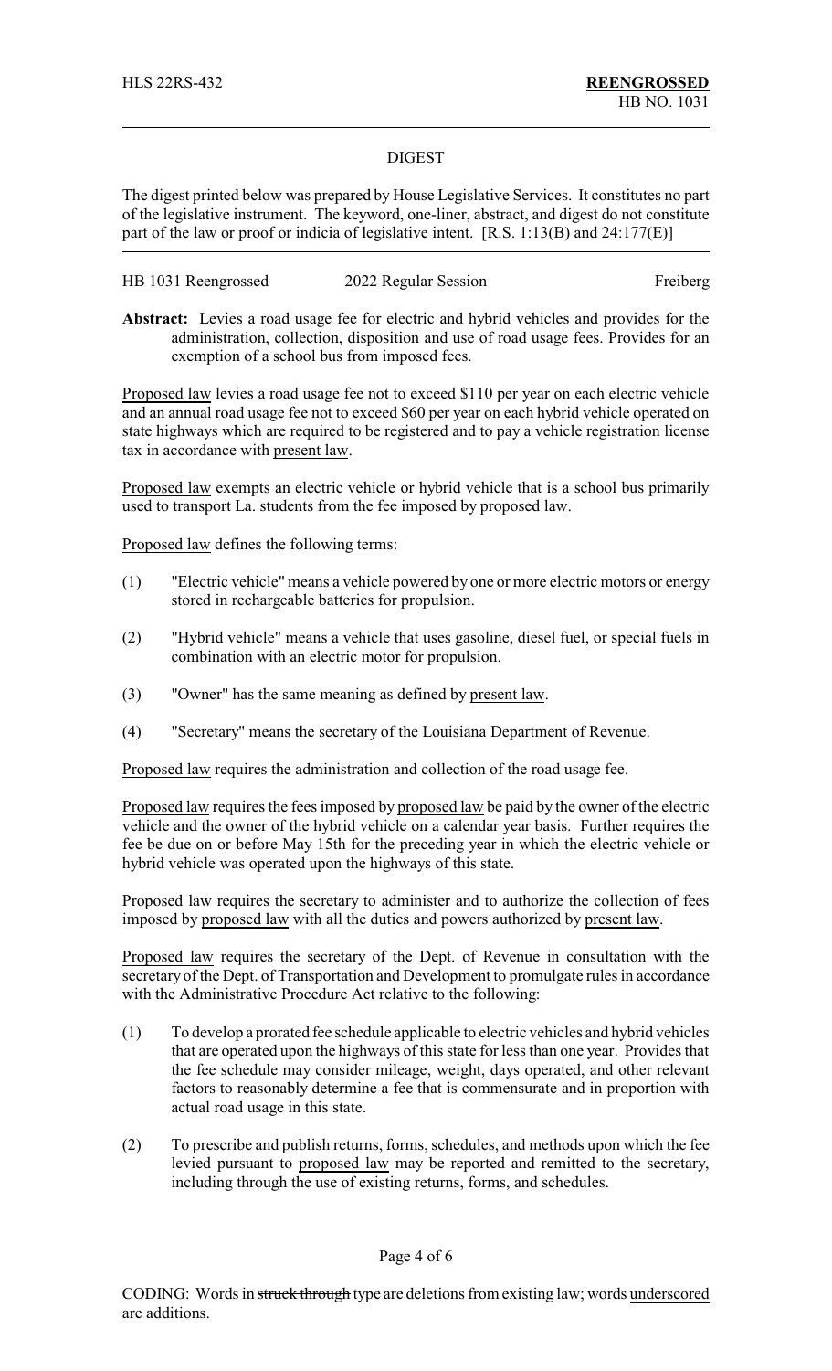HLS 22RS-432 **REENGROSSED**
HB NO. 1031

## DIGEST

The digest printed below was prepared by House Legislative Services. It constitutes no part of the legislative instrument. The keyword, one-liner, abstract, and digest do not constitute part of the law or proof or indicia of legislative intent. [R.S. 1:13(B) and 24:177(E)]

HB 1031 Reengrossed 2022 Regular Session Freiberg

**Abstract:** Levies a road usage fee for electric and hybrid vehicles and provides for the administration, collection, disposition and use of road usage fees. Provides for an exemption of a school bus from imposed fees.

Proposed law levies a road usage fee not to exceed $110 per year on each electric vehicle and an annual road usage fee not to exceed $60 per year on each hybrid vehicle operated on state highways which are required to be registered and to pay a vehicle registration license tax in accordance with present law.

Proposed law exempts an electric vehicle or hybrid vehicle that is a school bus primarily used to transport La. students from the fee imposed by proposed law.

Proposed law defines the following terms:

(1) "Electric vehicle" means a vehicle powered by one or more electric motors or energy stored in rechargeable batteries for propulsion.

(2) "Hybrid vehicle" means a vehicle that uses gasoline, diesel fuel, or special fuels in combination with an electric motor for propulsion.

(3) "Owner" has the same meaning as defined by present law.

(4) "Secretary" means the secretary of the Louisiana Department of Revenue.

Proposed law requires the administration and collection of the road usage fee.

Proposed law requires the fees imposed by proposed law be paid by the owner of the electric vehicle and the owner of the hybrid vehicle on a calendar year basis. Further requires the fee be due on or before May 15th for the preceding year in which the electric vehicle or hybrid vehicle was operated upon the highways of this state.

Proposed law requires the secretary to administer and to authorize the collection of fees imposed by proposed law with all the duties and powers authorized by present law.

Proposed law requires the secretary of the Dept. of Revenue in consultation with the secretary of the Dept. of Transportation and Development to promulgate rules in accordance with the Administrative Procedure Act relative to the following:

(1) To develop a prorated fee schedule applicable to electric vehicles and hybrid vehicles that are operated upon the highways of this state for less than one year. Provides that the fee schedule may consider mileage, weight, days operated, and other relevant factors to reasonably determine a fee that is commensurate and in proportion with actual road usage in this state.

(2) To prescribe and publish returns, forms, schedules, and methods upon which the fee levied pursuant to proposed law may be reported and remitted to the secretary, including through the use of existing returns, forms, and schedules.

CODING: Words in ~~struck through~~ type are deletions from existing law; words underscored are additions.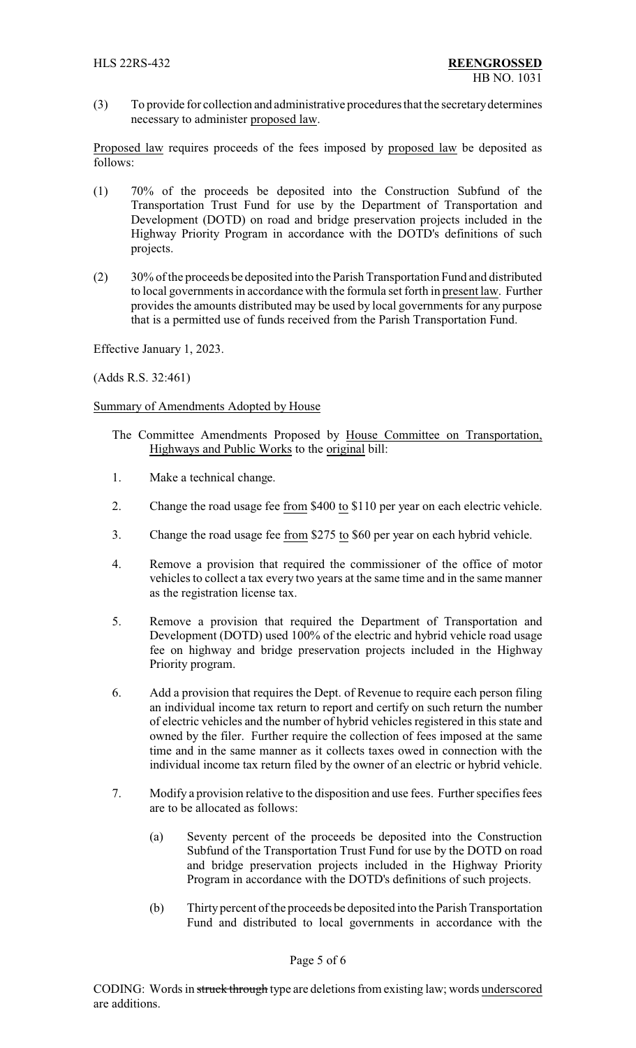(3) To provide for collection and administrative procedures that the secretary determines necessary to administer proposed law.

Proposed law requires proceeds of the fees imposed by proposed law be deposited as follows:

(1) 70% of the proceeds be deposited into the Construction Subfund of the Transportation Trust Fund for use by the Department of Transportation and Development (DOTD) on road and bridge preservation projects included in the Highway Priority Program in accordance with the DOTD's definitions of such projects.

(2) 30% of the proceeds be deposited into the Parish Transportation Fund and distributed to local governments in accordance with the formula set forth in present law. Further provides the amounts distributed may be used by local governments for any purpose that is a permitted use of funds received from the Parish Transportation Fund.

Effective January 1, 2023.

(Adds R.S. 32:461)

Summary of Amendments Adopted by House

The Committee Amendments Proposed by House Committee on Transportation, Highways and Public Works to the original bill:

1. Make a technical change.

2. Change the road usage fee from $400 to $110 per year on each electric vehicle.

3. Change the road usage fee from $275 to $60 per year on each hybrid vehicle.

4. Remove a provision that required the commissioner of the office of motor vehicles to collect a tax every two years at the same time and in the same manner as the registration license tax.

5. Remove a provision that required the Department of Transportation and Development (DOTD) used 100% of the electric and hybrid vehicle road usage fee on highway and bridge preservation projects included in the Highway Priority program.

6. Add a provision that requires the Dept. of Revenue to require each person filing an individual income tax return to report and certify on such return the number of electric vehicles and the number of hybrid vehicles registered in this state and owned by the filer. Further require the collection of fees imposed at the same time and in the same manner as it collects taxes owed in connection with the individual income tax return filed by the owner of an electric or hybrid vehicle.

7. Modify a provision relative to the disposition and use fees. Further specifies fees are to be allocated as follows:

   (a) Seventy percent of the proceeds be deposited into the Construction Subfund of the Transportation Trust Fund for use by the DOTD on road and bridge preservation projects included in the Highway Priority Program in accordance with the DOTD's definitions of such projects.

   (b) Thirty percent of the proceeds be deposited into the Parish Transportation Fund and distributed to local governments in accordance with the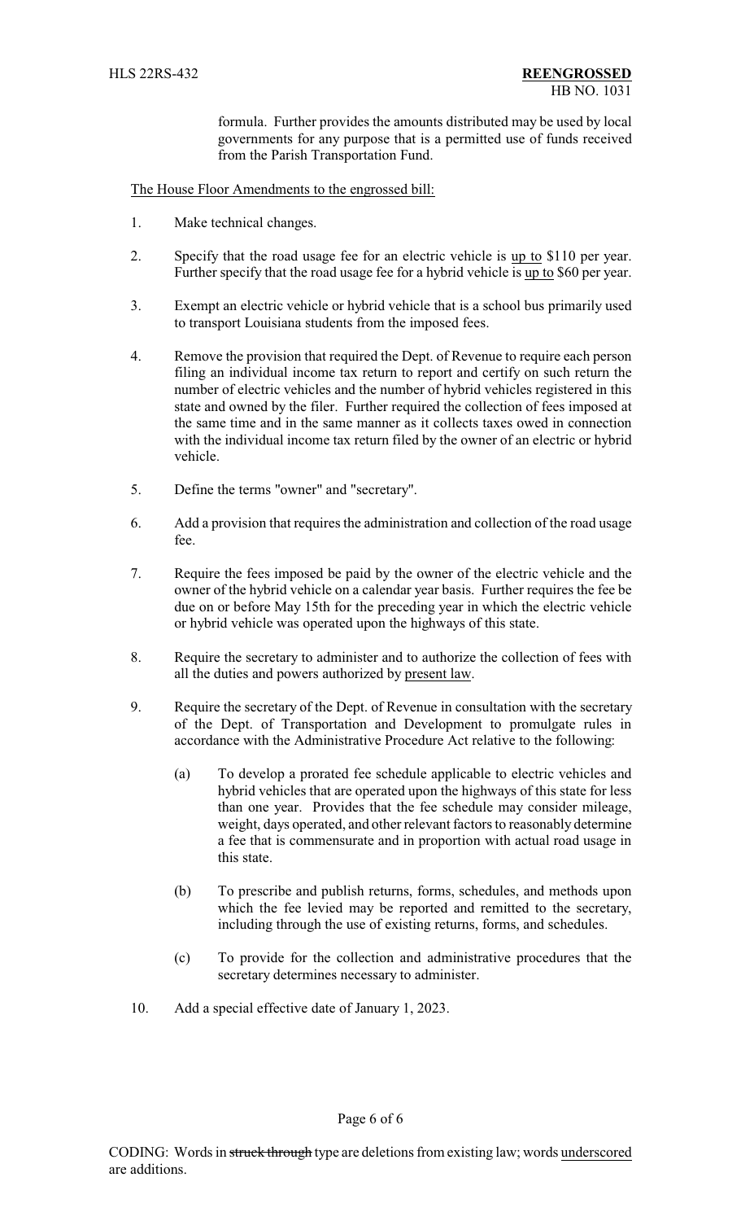formula. Further provides the amounts distributed may be used by local governments for any purpose that is a permitted use of funds received from the Parish Transportation Fund.

<u>The House Floor Amendments to the engrossed bill:</u>

1. Make technical changes.

2. Specify that the road usage fee for an electric vehicle is <u>up to</u> $110 per year. Further specify that the road usage fee for a hybrid vehicle is <u>up to</u> $60 per year.

3. Exempt an electric vehicle or hybrid vehicle that is a school bus primarily used to transport Louisiana students from the imposed fees.

4. Remove the provision that required the Dept. of Revenue to require each person filing an individual income tax return to report and certify on such return the number of electric vehicles and the number of hybrid vehicles registered in this state and owned by the filer. Further required the collection of fees imposed at the same time and in the same manner as it collects taxes owed in connection with the individual income tax return filed by the owner of an electric or hybrid vehicle.

5. Define the terms "owner" and "secretary".

6. Add a provision that requires the administration and collection of the road usage fee.

7. Require the fees imposed be paid by the owner of the electric vehicle and the owner of the hybrid vehicle on a calendar year basis. Further requires the fee be due on or before May 15th for the preceding year in which the electric vehicle or hybrid vehicle was operated upon the highways of this state.

8. Require the secretary to administer and to authorize the collection of fees with all the duties and powers authorized by <u>present law</u>.

9. Require the secretary of the Dept. of Revenue in consultation with the secretary of the Dept. of Transportation and Development to promulgate rules in accordance with the Administrative Procedure Act relative to the following:

    (a) To develop a prorated fee schedule applicable to electric vehicles and hybrid vehicles that are operated upon the highways of this state for less than one year. Provides that the fee schedule may consider mileage, weight, days operated, and other relevant factors to reasonably determine a fee that is commensurate and in proportion with actual road usage in this state.

    (b) To prescribe and publish returns, forms, schedules, and methods upon which the fee levied may be reported and remitted to the secretary, including through the use of existing returns, forms, and schedules.

    (c) To provide for the collection and administrative procedures that the secretary determines necessary to administer.

10. Add a special effective date of January 1, 2023.

CODING: Words in ~~struck through~~ type are deletions from existing law; words <u>underscored</u> are additions.